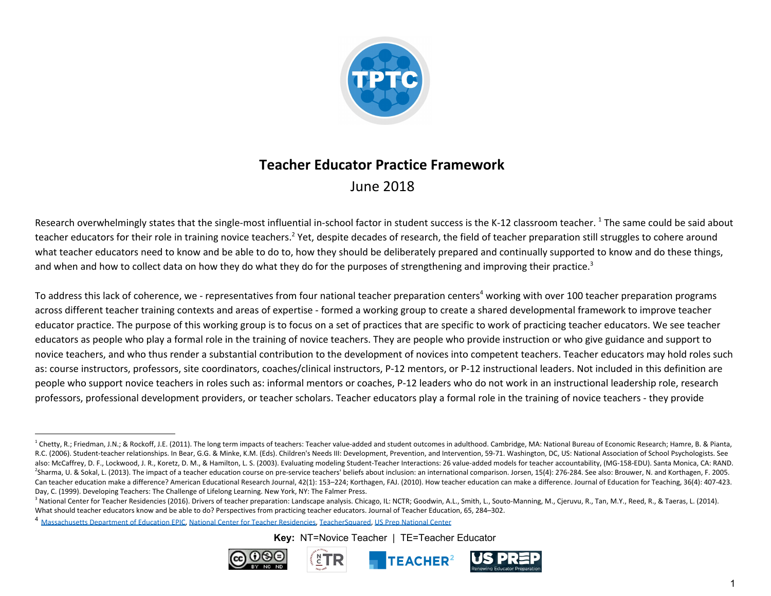# Teacher Educator Practice Framework

June 2018

Research overwhelmingly states that the single-most influential in-school factor in student success is the K-12 classroom teacher. [1] The same could be said about teacher educators for their role in training novice teachers.[2] Yet, despite decades of research, the field of teacher preparation still struggles to cohere around what teacher educators need to know and be able to do to, how they should be deliberately prepared and continually supported to know and do these things, and when and how to collect data on how they do what they do for the purposes of strengthening and improving their practice.[3]

To address this lack of coherence, we - representatives from four national teacher preparation centers[4] working with over 100 teacher preparation programs across different teacher training contexts and areas of expertise - formed a working group to create a shared developmental framework to improve teacher educator practice. The purpose of this working group is to focus on a set of practices that are specific to work of practicing teacher educators. We see teacher educators as people who play a formal role in the training of novice teachers. They are people who provide instruction or who give guidance and support to novice teachers, and who thus render a substantial contribution to the development of novices into competent teachers. Teacher educators may hold roles such as: course instructors, professors, site coordinators, coaches/clinical instructors, P-12 mentors, or P-12 instructional leaders. Not included in this definition are people who support novice teachers in roles such as: informal mentors or coaches, P-12 leaders who do not work in an instructional leadership role, research professors, professional development providers, or teacher scholars. Teacher educators play a formal role in the training of novice teachers - they provide

---

[1] Chetty, R.; Friedman, J.N.; & Rockoff, J.E. (2011). The long term impacts of teachers: Teacher value-added and student outcomes in adulthood. Cambridge, MA: National Bureau of Economic Research; Hamre, B. & Pianta, R.C. (2006). Student-teacher relationships. In Bear, G.G. & Minke, K.M. (Eds). Children's Needs III: Development, Prevention, and Intervention, 59-71. Washington, DC, US: National Association of School Psychologists. See also: McCaffrey, D. F., Lockwood, J. R., Koretz, D. M., & Hamilton, L. S. (2003). Evaluating modeling Student-Teacher Interactions: 26 value-added models for teacher accountability, (MG-158-EDU). Santa Monica, CA: RAND.

[2] Sharma, U. & Sokal, L. (2013). The impact of a teacher education course on pre-service teachers' beliefs about inclusion: an international comparison. Jorsen, 15(4): 276-284. See also: Brouwer, N. and Korthagen, F. 2005. Can teacher education make a difference? American Educational Research Journal, 42(1): 153–224; Korthagen, FAJ. (2010). How teacher education can make a difference. Journal of Education for Teaching, 36(4): 407-423. Day, C. (1999). Developing Teachers: The Challenge of Lifelong Learning. New York, NY: The Falmer Press.

[3] National Center for Teacher Residencies (2016). Drivers of teacher preparation: Landscape analysis. Chicago, IL: NCTR; Goodwin, A.L., Smith, L., Souto-Manning, M., Cjeruvu, R., Tan, M.Y., Reed, R., & Taeras, L. (2014). What should teacher educators know and be able to do? Perspectives from practicing teacher educators. Journal of Teacher Education, 65, 284–302.

[4] Massachusetts Department of Education EPIC, National Center for Teacher Residencies, TeacherSquared, US Prep National Center

**Key:** NT=Novice Teacher | TE=Teacher Educator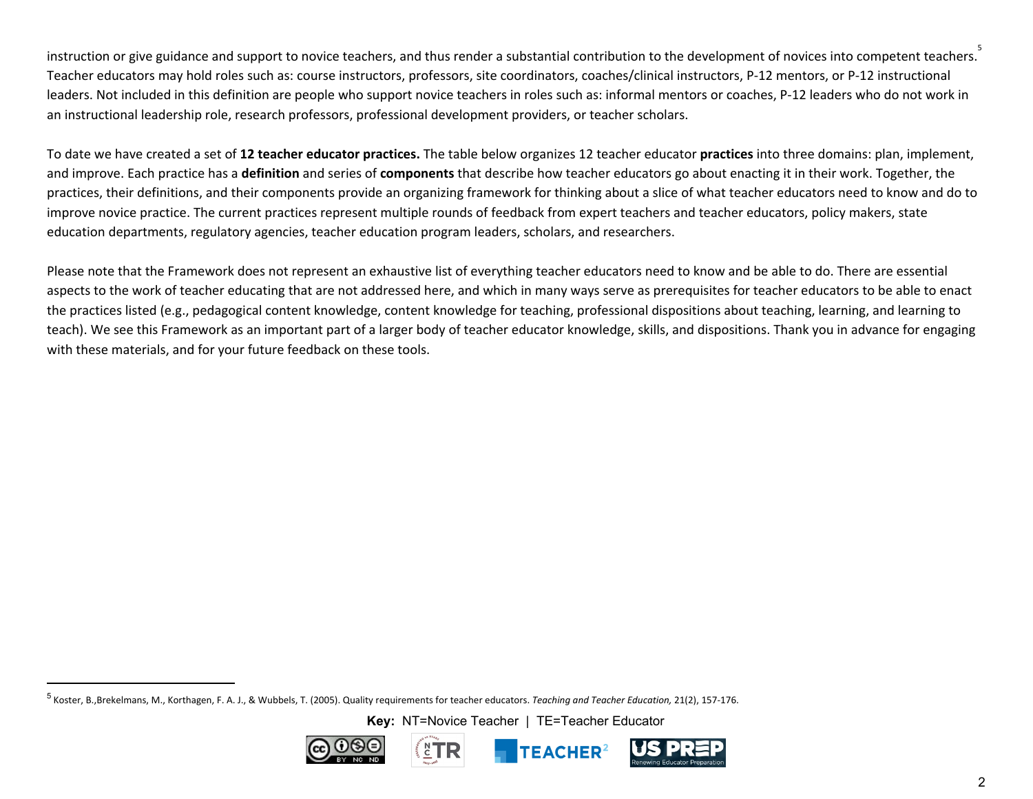instruction or give guidance and support to novice teachers, and thus render a substantial contribution to the development of novices into competent teachers.[5] Teacher educators may hold roles such as: course instructors, professors, site coordinators, coaches/clinical instructors, P-12 mentors, or P-12 instructional leaders. Not included in this definition are people who support novice teachers in roles such as: informal mentors or coaches, P-12 leaders who do not work in an instructional leadership role, research professors, professional development providers, or teacher scholars.

To date we have created a set of **12 teacher educator practices.** The table below organizes 12 teacher educator **practices** into three domains: plan, implement, and improve. Each practice has a **definition** and series of **components** that describe how teacher educators go about enacting it in their work. Together, the practices, their definitions, and their components provide an organizing framework for thinking about a slice of what teacher educators need to know and do to improve novice practice. The current practices represent multiple rounds of feedback from expert teachers and teacher educators, policy makers, state education departments, regulatory agencies, teacher education program leaders, scholars, and researchers.

Please note that the Framework does not represent an exhaustive list of everything teacher educators need to know and be able to do. There are essential aspects to the work of teacher educating that are not addressed here, and which in many ways serve as prerequisites for teacher educators to be able to enact the practices listed (e.g., pedagogical content knowledge, content knowledge for teaching, professional dispositions about teaching, learning, and learning to teach). We see this Framework as an important part of a larger body of teacher educator knowledge, skills, and dispositions. Thank you in advance for engaging with these materials, and for your future feedback on these tools.

---

[5] Koster, B.,Brekelmans, M., Korthagen, F. A. J., & Wubbels, T. (2005). Quality requirements for teacher educators. *Teaching and Teacher Education,* 21(2), 157-176.

**Key:** NT=Novice Teacher | TE=Teacher Educator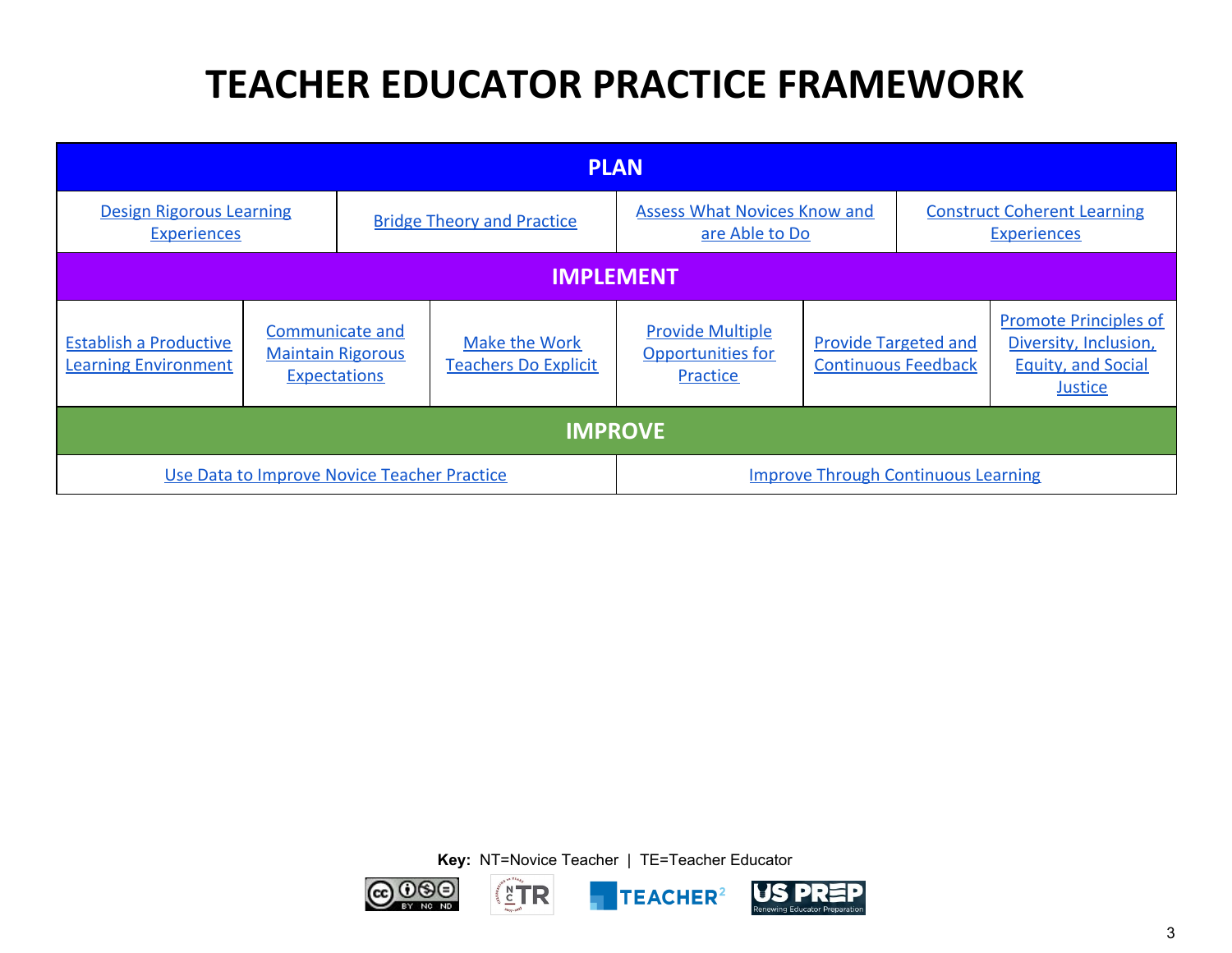# TEACHER EDUCATOR PRACTICE FRAMEWORK

## PLAN

| Design Rigorous Learning Experiences | Bridge Theory and Practice | Assess What Novices Know and are Able to Do | Construct Coherent Learning Experiences |
|---|---|---|---|

## IMPLEMENT

| Establish a Productive Learning Environment | Communicate and Maintain Rigorous Expectations | Make the Work Teachers Do Explicit | Provide Multiple Opportunities for Practice | Provide Targeted and Continuous Feedback | Promote Principles of Diversity, Inclusion, Equity, and Social Justice |
|---|---|---|---|---|---|

## IMPROVE

| Use Data to Improve Novice Teacher Practice | Improve Through Continuous Learning |
|---|---|

**Key:** NT=Novice Teacher | TE=Teacher Educator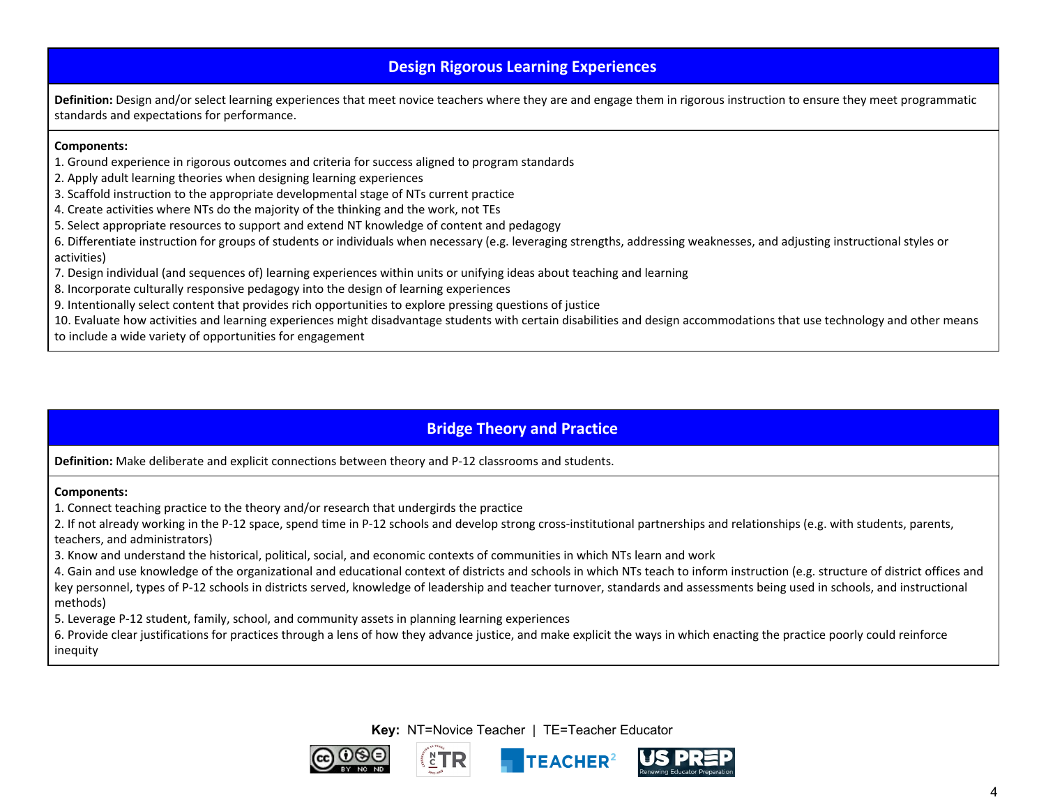## Design Rigorous Learning Experiences

**Definition:** Design and/or select learning experiences that meet novice teachers where they are and engage them in rigorous instruction to ensure they meet programmatic standards and expectations for performance.

**Components:**

1. Ground experience in rigorous outcomes and criteria for success aligned to program standards
2. Apply adult learning theories when designing learning experiences
3. Scaffold instruction to the appropriate developmental stage of NTs current practice
4. Create activities where NTs do the majority of the thinking and the work, not TEs
5. Select appropriate resources to support and extend NT knowledge of content and pedagogy
6. Differentiate instruction for groups of students or individuals when necessary (e.g. leveraging strengths, addressing weaknesses, and adjusting instructional styles or activities)
7. Design individual (and sequences of) learning experiences within units or unifying ideas about teaching and learning
8. Incorporate culturally responsive pedagogy into the design of learning experiences
9. Intentionally select content that provides rich opportunities to explore pressing questions of justice
10. Evaluate how activities and learning experiences might disadvantage students with certain disabilities and design accommodations that use technology and other means to include a wide variety of opportunities for engagement

## Bridge Theory and Practice

**Definition:** Make deliberate and explicit connections between theory and P-12 classrooms and students.

**Components:**

1. Connect teaching practice to the theory and/or research that undergirds the practice
2. If not already working in the P-12 space, spend time in P-12 schools and develop strong cross-institutional partnerships and relationships (e.g. with students, parents, teachers, and administrators)
3. Know and understand the historical, political, social, and economic contexts of communities in which NTs learn and work
4. Gain and use knowledge of the organizational and educational context of districts and schools in which NTs teach to inform instruction (e.g. structure of district offices and key personnel, types of P-12 schools in districts served, knowledge of leadership and teacher turnover, standards and assessments being used in schools, and instructional methods)
5. Leverage P-12 student, family, school, and community assets in planning learning experiences
6. Provide clear justifications for practices through a lens of how they advance justice, and make explicit the ways in which enacting the practice poorly could reinforce inequity

**Key:** NT=Novice Teacher | TE=Teacher Educator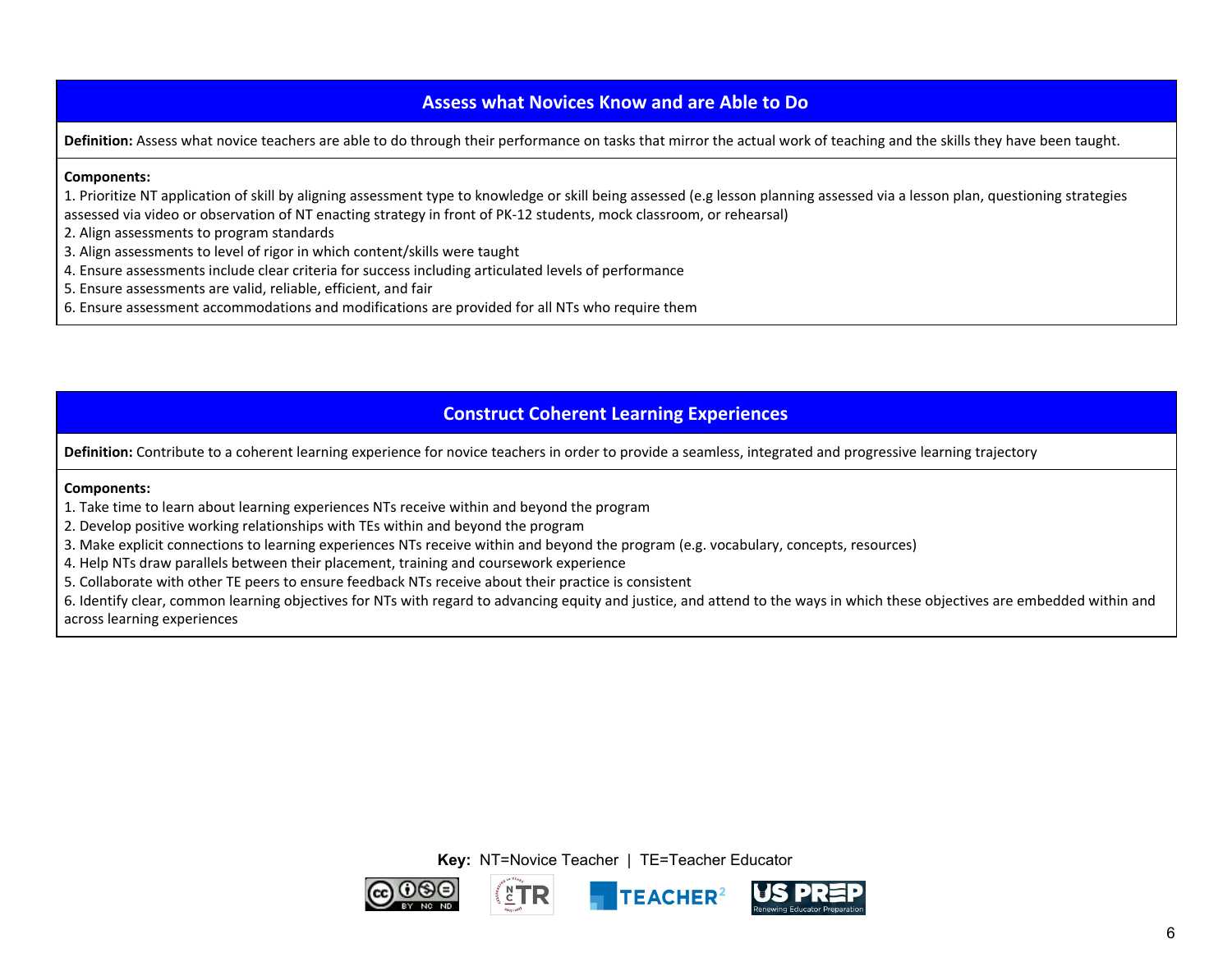## Assess what Novices Know and are Able to Do

**Definition:** Assess what novice teachers are able to do through their performance on tasks that mirror the actual work of teaching and the skills they have been taught.

**Components:**

1. Prioritize NT application of skill by aligning assessment type to knowledge or skill being assessed (e.g lesson planning assessed via a lesson plan, questioning strategies assessed via video or observation of NT enacting strategy in front of PK-12 students, mock classroom, or rehearsal)
2. Align assessments to program standards
3. Align assessments to level of rigor in which content/skills were taught
4. Ensure assessments include clear criteria for success including articulated levels of performance
5. Ensure assessments are valid, reliable, efficient, and fair
6. Ensure assessment accommodations and modifications are provided for all NTs who require them

## Construct Coherent Learning Experiences

**Definition:** Contribute to a coherent learning experience for novice teachers in order to provide a seamless, integrated and progressive learning trajectory

**Components:**

1. Take time to learn about learning experiences NTs receive within and beyond the program
2. Develop positive working relationships with TEs within and beyond the program
3. Make explicit connections to learning experiences NTs receive within and beyond the program (e.g. vocabulary, concepts, resources)
4. Help NTs draw parallels between their placement, training and coursework experience
5. Collaborate with other TE peers to ensure feedback NTs receive about their practice is consistent
6. Identify clear, common learning objectives for NTs with regard to advancing equity and justice, and attend to the ways in which these objectives are embedded within and across learning experiences

**Key:** NT=Novice Teacher | TE=Teacher Educator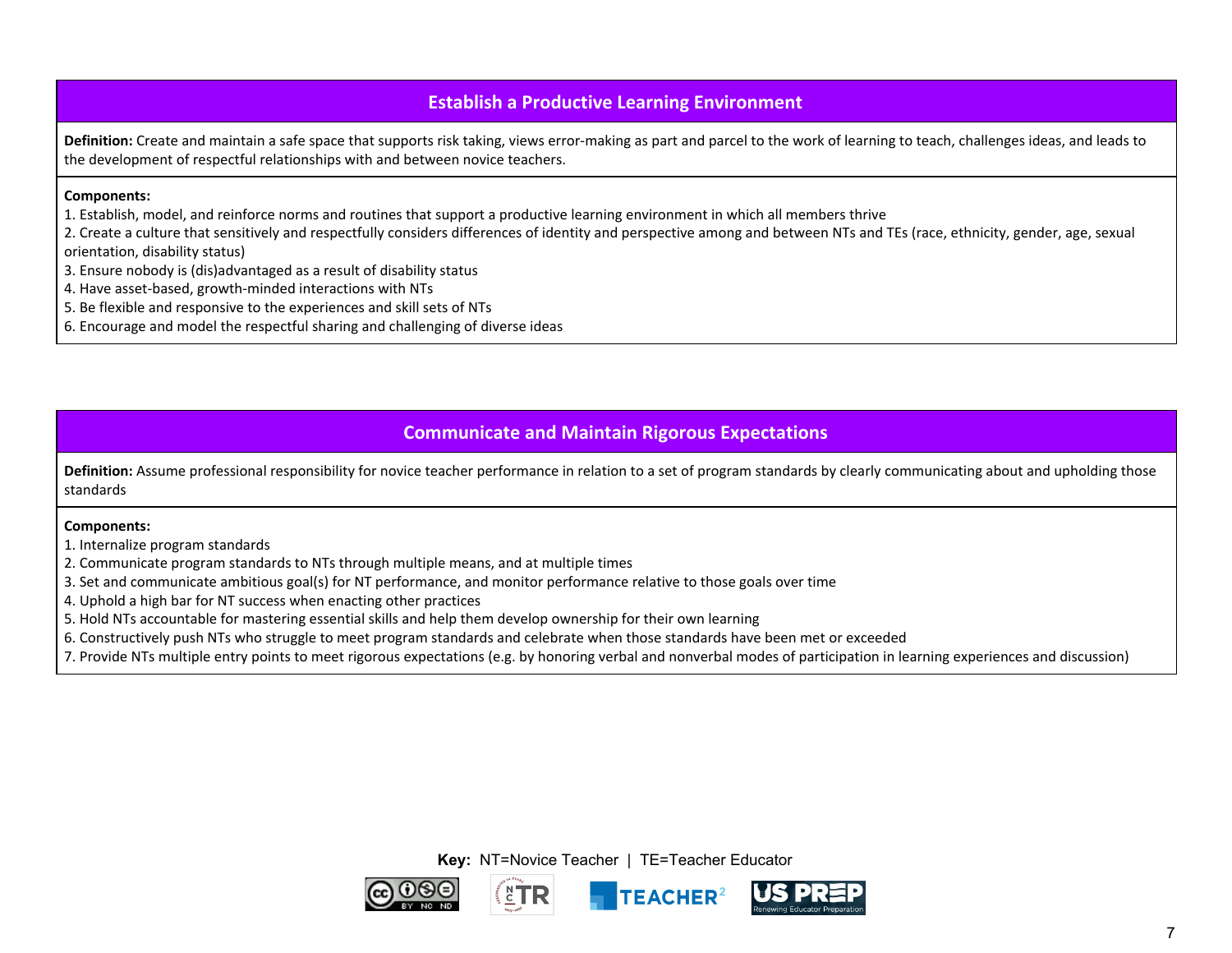## Establish a Productive Learning Environment

**Definition:** Create and maintain a safe space that supports risk taking, views error-making as part and parcel to the work of learning to teach, challenges ideas, and leads to the development of respectful relationships with and between novice teachers.

**Components:**

1. Establish, model, and reinforce norms and routines that support a productive learning environment in which all members thrive
2. Create a culture that sensitively and respectfully considers differences of identity and perspective among and between NTs and TEs (race, ethnicity, gender, age, sexual orientation, disability status)
3. Ensure nobody is (dis)advantaged as a result of disability status
4. Have asset-based, growth-minded interactions with NTs
5. Be flexible and responsive to the experiences and skill sets of NTs
6. Encourage and model the respectful sharing and challenging of diverse ideas

## Communicate and Maintain Rigorous Expectations

**Definition:** Assume professional responsibility for novice teacher performance in relation to a set of program standards by clearly communicating about and upholding those standards

**Components:**

1. Internalize program standards
2. Communicate program standards to NTs through multiple means, and at multiple times
3. Set and communicate ambitious goal(s) for NT performance, and monitor performance relative to those goals over time
4. Uphold a high bar for NT success when enacting other practices
5. Hold NTs accountable for mastering essential skills and help them develop ownership for their own learning
6. Constructively push NTs who struggle to meet program standards and celebrate when those standards have been met or exceeded
7. Provide NTs multiple entry points to meet rigorous expectations (e.g. by honoring verbal and nonverbal modes of participation in learning experiences and discussion)

**Key:** NT=Novice Teacher | TE=Teacher Educator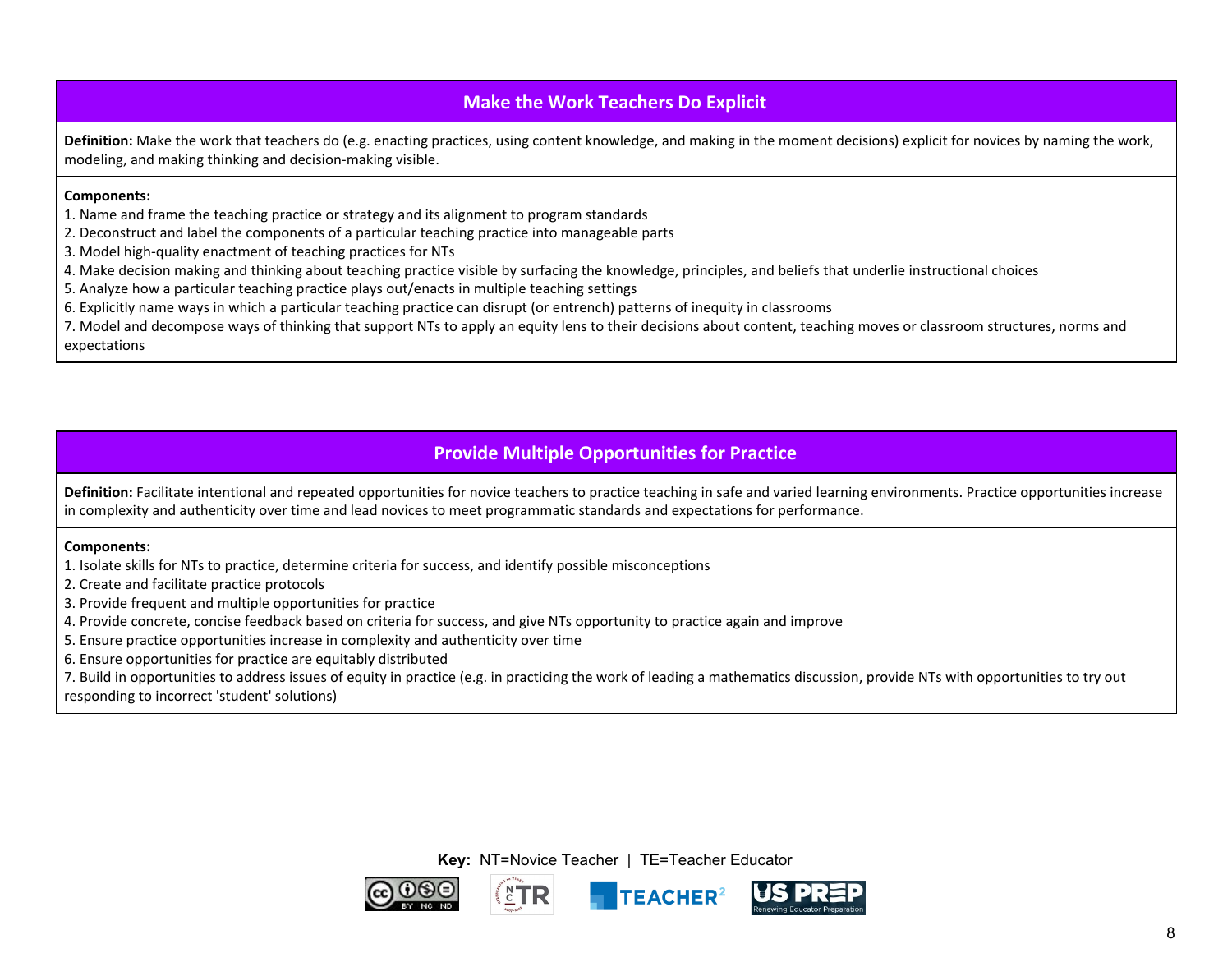## Make the Work Teachers Do Explicit

**Definition:** Make the work that teachers do (e.g. enacting practices, using content knowledge, and making in the moment decisions) explicit for novices by naming the work, modeling, and making thinking and decision-making visible.

**Components:**

1. Name and frame the teaching practice or strategy and its alignment to program standards
2. Deconstruct and label the components of a particular teaching practice into manageable parts
3. Model high-quality enactment of teaching practices for NTs
4. Make decision making and thinking about teaching practice visible by surfacing the knowledge, principles, and beliefs that underlie instructional choices
5. Analyze how a particular teaching practice plays out/enacts in multiple teaching settings
6. Explicitly name ways in which a particular teaching practice can disrupt (or entrench) patterns of inequity in classrooms
7. Model and decompose ways of thinking that support NTs to apply an equity lens to their decisions about content, teaching moves or classroom structures, norms and expectations

## Provide Multiple Opportunities for Practice

**Definition:** Facilitate intentional and repeated opportunities for novice teachers to practice teaching in safe and varied learning environments. Practice opportunities increase in complexity and authenticity over time and lead novices to meet programmatic standards and expectations for performance.

**Components:**

1. Isolate skills for NTs to practice, determine criteria for success, and identify possible misconceptions
2. Create and facilitate practice protocols
3. Provide frequent and multiple opportunities for practice
4. Provide concrete, concise feedback based on criteria for success, and give NTs opportunity to practice again and improve
5. Ensure practice opportunities increase in complexity and authenticity over time
6. Ensure opportunities for practice are equitably distributed
7. Build in opportunities to address issues of equity in practice (e.g. in practicing the work of leading a mathematics discussion, provide NTs with opportunities to try out responding to incorrect 'student' solutions)

**Key:** NT=Novice Teacher | TE=Teacher Educator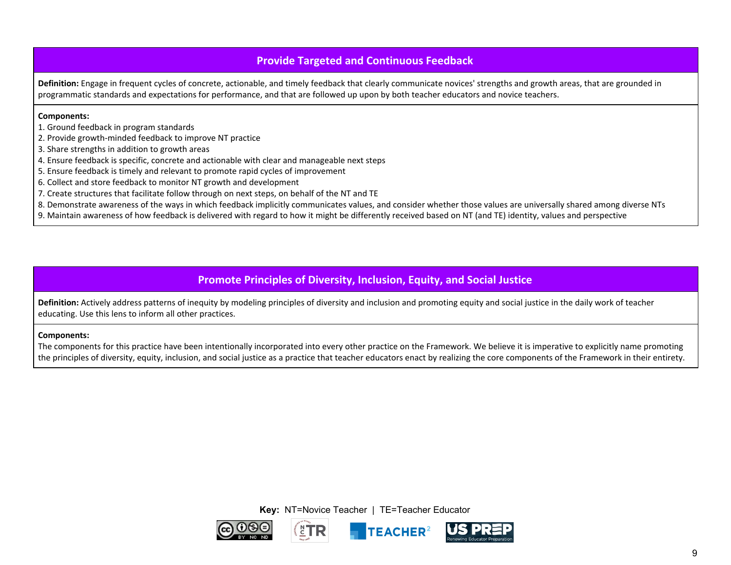## Provide Targeted and Continuous Feedback

**Definition:** Engage in frequent cycles of concrete, actionable, and timely feedback that clearly communicate novices' strengths and growth areas, that are grounded in programmatic standards and expectations for performance, and that are followed up upon by both teacher educators and novice teachers.

**Components:**

1. Ground feedback in program standards
2. Provide growth-minded feedback to improve NT practice
3. Share strengths in addition to growth areas
4. Ensure feedback is specific, concrete and actionable with clear and manageable next steps
5. Ensure feedback is timely and relevant to promote rapid cycles of improvement
6. Collect and store feedback to monitor NT growth and development
7. Create structures that facilitate follow through on next steps, on behalf of the NT and TE
8. Demonstrate awareness of the ways in which feedback implicitly communicates values, and consider whether those values are universally shared among diverse NTs
9. Maintain awareness of how feedback is delivered with regard to how it might be differently received based on NT (and TE) identity, values and perspective

## Promote Principles of Diversity, Inclusion, Equity, and Social Justice

**Definition:** Actively address patterns of inequity by modeling principles of diversity and inclusion and promoting equity and social justice in the daily work of teacher educating. Use this lens to inform all other practices.

**Components:**

The components for this practice have been intentionally incorporated into every other practice on the Framework. We believe it is imperative to explicitly name promoting the principles of diversity, equity, inclusion, and social justice as a practice that teacher educators enact by realizing the core components of the Framework in their entirety.

**Key:** NT=Novice Teacher | TE=Teacher Educator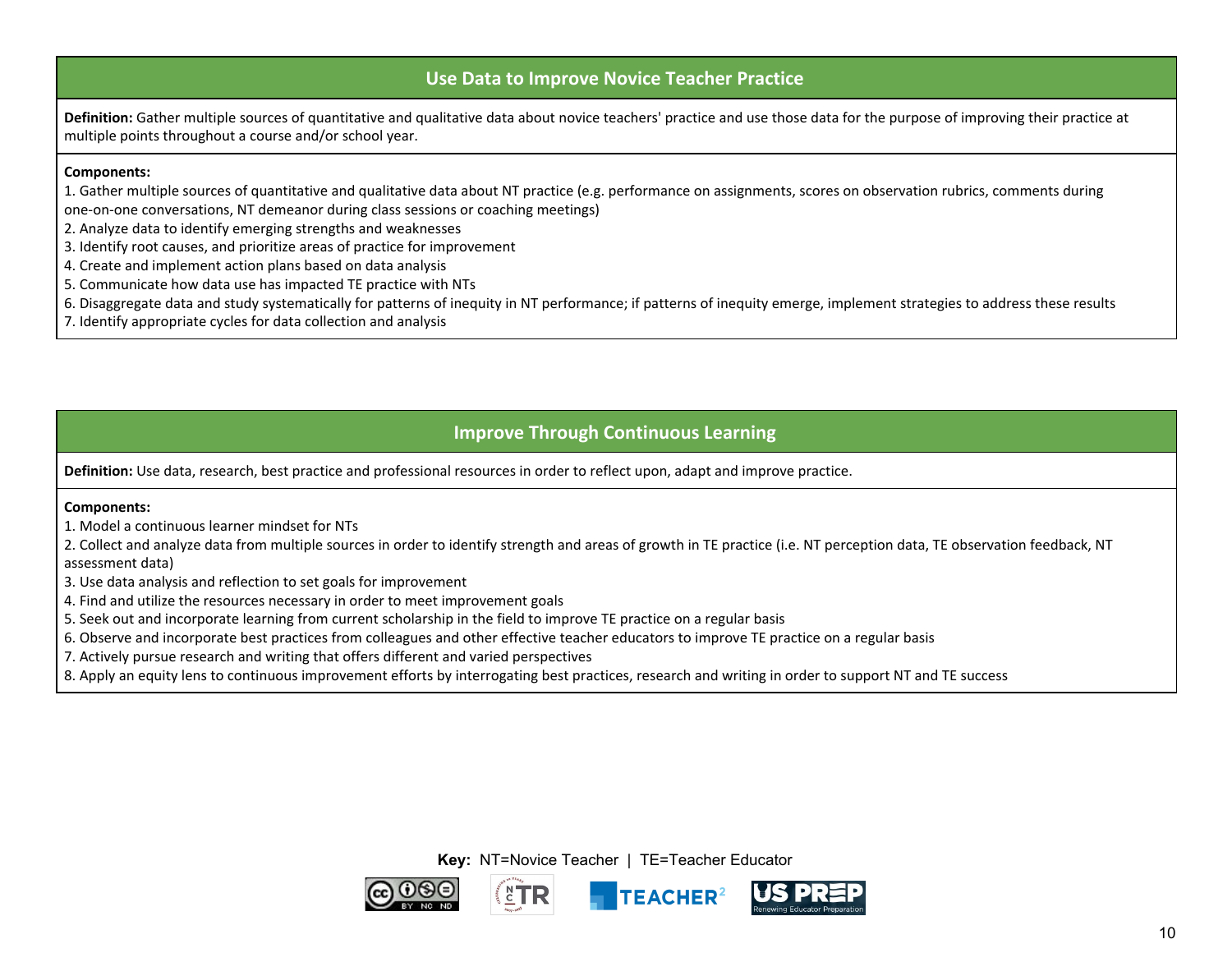## Use Data to Improve Novice Teacher Practice

**Definition:** Gather multiple sources of quantitative and qualitative data about novice teachers' practice and use those data for the purpose of improving their practice at multiple points throughout a course and/or school year.

**Components:**

1. Gather multiple sources of quantitative and qualitative data about NT practice (e.g. performance on assignments, scores on observation rubrics, comments during one-on-one conversations, NT demeanor during class sessions or coaching meetings)
2. Analyze data to identify emerging strengths and weaknesses
3. Identify root causes, and prioritize areas of practice for improvement
4. Create and implement action plans based on data analysis
5. Communicate how data use has impacted TE practice with NTs
6. Disaggregate data and study systematically for patterns of inequity in NT performance; if patterns of inequity emerge, implement strategies to address these results
7. Identify appropriate cycles for data collection and analysis

## Improve Through Continuous Learning

**Definition:** Use data, research, best practice and professional resources in order to reflect upon, adapt and improve practice.

**Components:**

1. Model a continuous learner mindset for NTs
2. Collect and analyze data from multiple sources in order to identify strength and areas of growth in TE practice (i.e. NT perception data, TE observation feedback, NT assessment data)
3. Use data analysis and reflection to set goals for improvement
4. Find and utilize the resources necessary in order to meet improvement goals
5. Seek out and incorporate learning from current scholarship in the field to improve TE practice on a regular basis
6. Observe and incorporate best practices from colleagues and other effective teacher educators to improve TE practice on a regular basis
7. Actively pursue research and writing that offers different and varied perspectives
8. Apply an equity lens to continuous improvement efforts by interrogating best practices, research and writing in order to support NT and TE success

**Key:** NT=Novice Teacher | TE=Teacher Educator